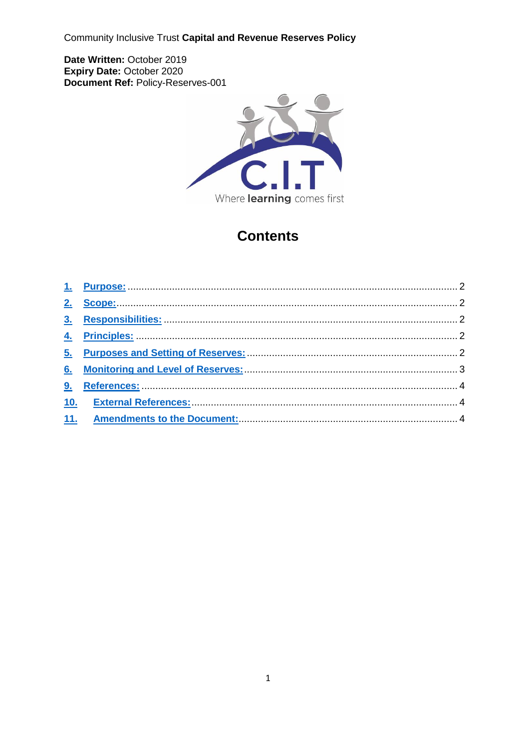Community Inclusive Trust **Capital and Revenue Reserves Policy**

**Date Written:** October 2019
**Expiry Date:** October 2020
**Document Ref:** Policy-Reserves-001

C.I.T
Where **learning** comes first

# Contents

1. Purpose: ........ 2
2. Scope: ........ 2
3. Responsibilities: ........ 2
4. Principles: ........ 2
5. Purposes and Setting of Reserves: ........ 2
6. Monitoring and Level of Reserves: ........ 3
9. References: ........ 4
10. External References: ........ 4
11. Amendments to the Document: ........ 4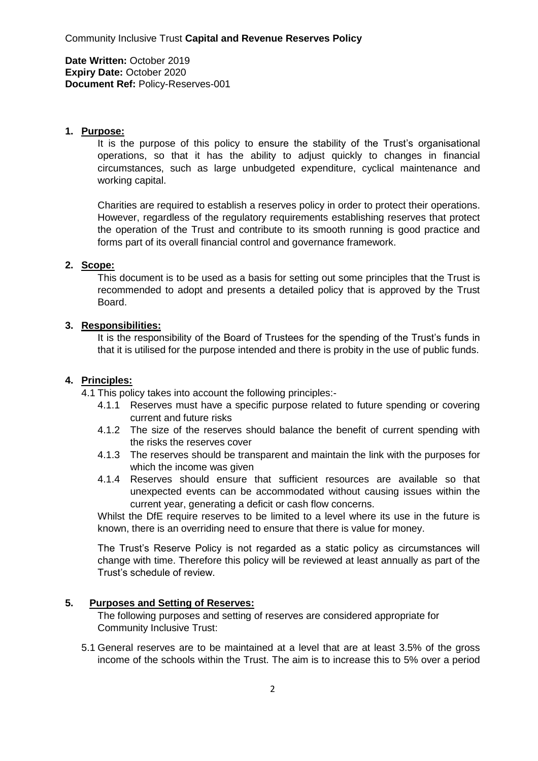Community Inclusive Trust **Capital and Revenue Reserves Policy**

**Date Written:** October 2019
**Expiry Date:** October 2020
**Document Ref:** Policy-Reserves-001

## 1. Purpose:

It is the purpose of this policy to ensure the stability of the Trust's organisational operations, so that it has the ability to adjust quickly to changes in financial circumstances, such as large unbudgeted expenditure, cyclical maintenance and working capital.

Charities are required to establish a reserves policy in order to protect their operations. However, regardless of the regulatory requirements establishing reserves that protect the operation of the Trust and contribute to its smooth running is good practice and forms part of its overall financial control and governance framework.

## 2. Scope:

This document is to be used as a basis for setting out some principles that the Trust is recommended to adopt and presents a detailed policy that is approved by the Trust Board.

## 3. Responsibilities:

It is the responsibility of the Board of Trustees for the spending of the Trust's funds in that it is utilised for the purpose intended and there is probity in the use of public funds.

## 4. Principles:

4.1 This policy takes into account the following principles:-

- 4.1.1 Reserves must have a specific purpose related to future spending or covering current and future risks
- 4.1.2 The size of the reserves should balance the benefit of current spending with the risks the reserves cover
- 4.1.3 The reserves should be transparent and maintain the link with the purposes for which the income was given
- 4.1.4 Reserves should ensure that sufficient resources are available so that unexpected events can be accommodated without causing issues within the current year, generating a deficit or cash flow concerns.

Whilst the DfE require reserves to be limited to a level where its use in the future is known, there is an overriding need to ensure that there is value for money.

The Trust's Reserve Policy is not regarded as a static policy as circumstances will change with time. Therefore this policy will be reviewed at least annually as part of the Trust's schedule of review.

## 5. Purposes and Setting of Reserves:

The following purposes and setting of reserves are considered appropriate for Community Inclusive Trust:

5.1 General reserves are to be maintained at a level that are at least 3.5% of the gross income of the schools within the Trust. The aim is to increase this to 5% over a period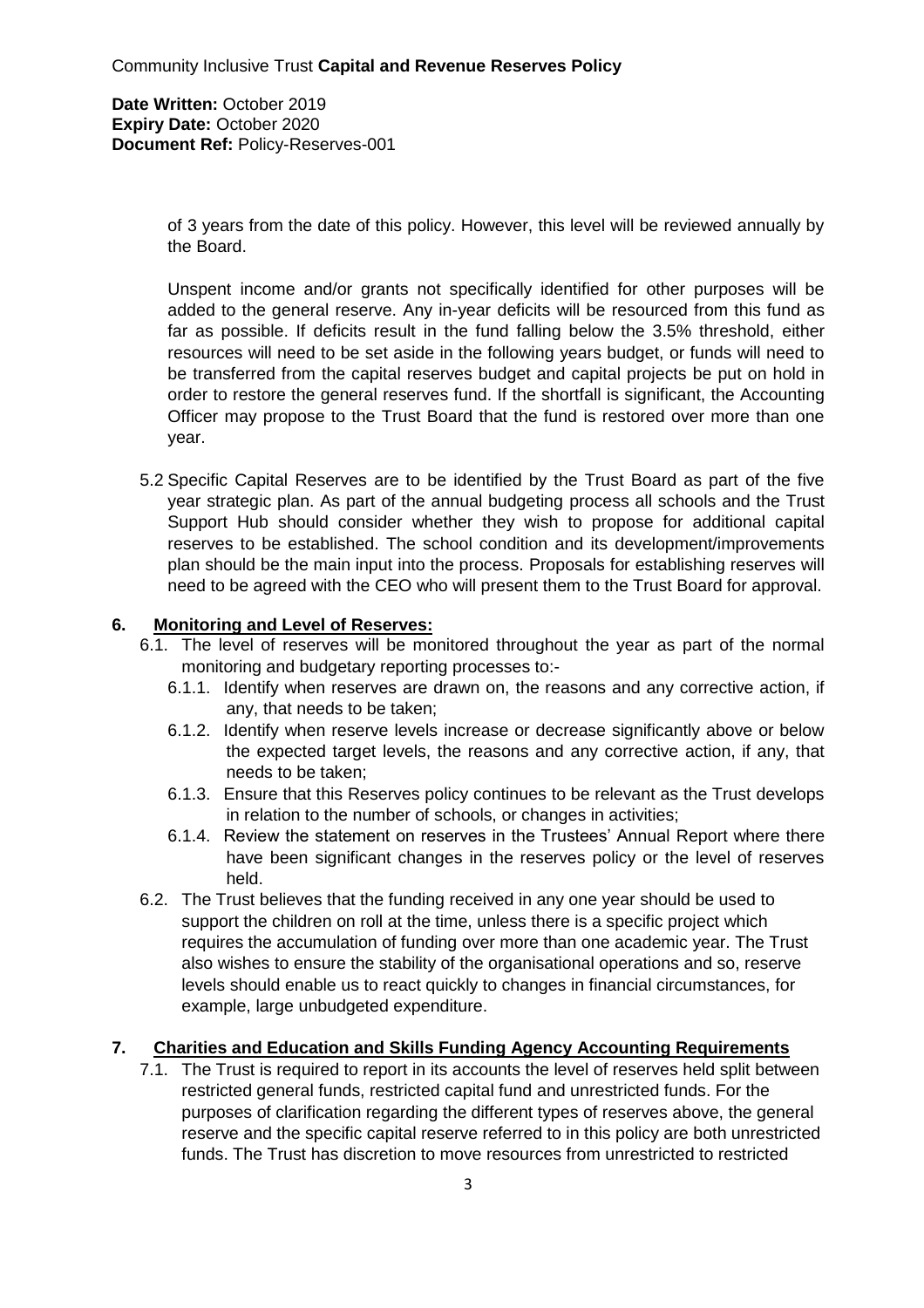of 3 years from the date of this policy. However, this level will be reviewed annually by the Board.

Unspent income and/or grants not specifically identified for other purposes will be added to the general reserve. Any in-year deficits will be resourced from this fund as far as possible. If deficits result in the fund falling below the 3.5% threshold, either resources will need to be set aside in the following years budget, or funds will need to be transferred from the capital reserves budget and capital projects be put on hold in order to restore the general reserves fund. If the shortfall is significant, the Accounting Officer may propose to the Trust Board that the fund is restored over more than one year.

5.2 Specific Capital Reserves are to be identified by the Trust Board as part of the five year strategic plan. As part of the annual budgeting process all schools and the Trust Support Hub should consider whether they wish to propose for additional capital reserves to be established. The school condition and its development/improvements plan should be the main input into the process. Proposals for establishing reserves will need to be agreed with the CEO who will present them to the Trust Board for approval.

## 6. Monitoring and Level of Reserves:

6.1. The level of reserves will be monitored throughout the year as part of the normal monitoring and budgetary reporting processes to:-

- 6.1.1. Identify when reserves are drawn on, the reasons and any corrective action, if any, that needs to be taken;
- 6.1.2. Identify when reserve levels increase or decrease significantly above or below the expected target levels, the reasons and any corrective action, if any, that needs to be taken;
- 6.1.3. Ensure that this Reserves policy continues to be relevant as the Trust develops in relation to the number of schools, or changes in activities;
- 6.1.4. Review the statement on reserves in the Trustees' Annual Report where there have been significant changes in the reserves policy or the level of reserves held.

6.2. The Trust believes that the funding received in any one year should be used to support the children on roll at the time, unless there is a specific project which requires the accumulation of funding over more than one academic year. The Trust also wishes to ensure the stability of the organisational operations and so, reserve levels should enable us to react quickly to changes in financial circumstances, for example, large unbudgeted expenditure.

## 7. Charities and Education and Skills Funding Agency Accounting Requirements

7.1. The Trust is required to report in its accounts the level of reserves held split between restricted general funds, restricted capital fund and unrestricted funds. For the purposes of clarification regarding the different types of reserves above, the general reserve and the specific capital reserve referred to in this policy are both unrestricted funds. The Trust has discretion to move resources from unrestricted to restricted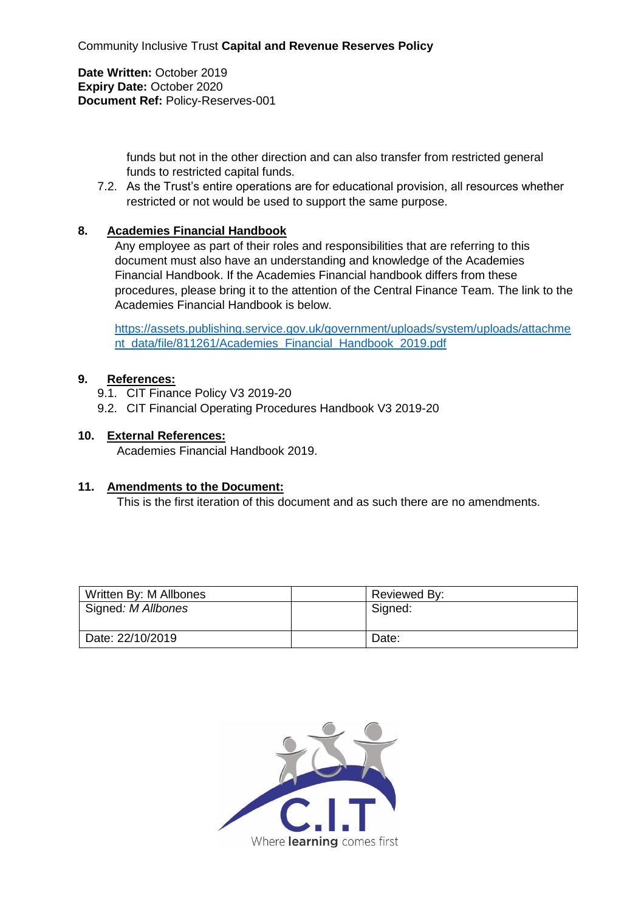funds but not in the other direction and can also transfer from restricted general funds to restricted capital funds.

7.2. As the Trust's entire operations are for educational provision, all resources whether restricted or not would be used to support the same purpose.

## 8. Academies Financial Handbook

Any employee as part of their roles and responsibilities that are referring to this document must also have an understanding and knowledge of the Academies Financial Handbook. If the Academies Financial handbook differs from these procedures, please bring it to the attention of the Central Finance Team. The link to the Academies Financial Handbook is below.

https://assets.publishing.service.gov.uk/government/uploads/system/uploads/attachment_data/file/811261/Academies_Financial_Handbook_2019.pdf

## 9. References:

9.1. CIT Finance Policy V3 2019-20

9.2. CIT Financial Operating Procedures Handbook V3 2019-20

## 10. External References:

Academies Financial Handbook 2019.

## 11. Amendments to the Document:

This is the first iteration of this document and as such there are no amendments.

| | | |
|---|---|---|
| Written By: M Allbones | | Reviewed By: |
| Signed: *M Allbones* | | Signed: |
| Date: 22/10/2019 | | Date: |

C.I.T

Where **learning** comes first